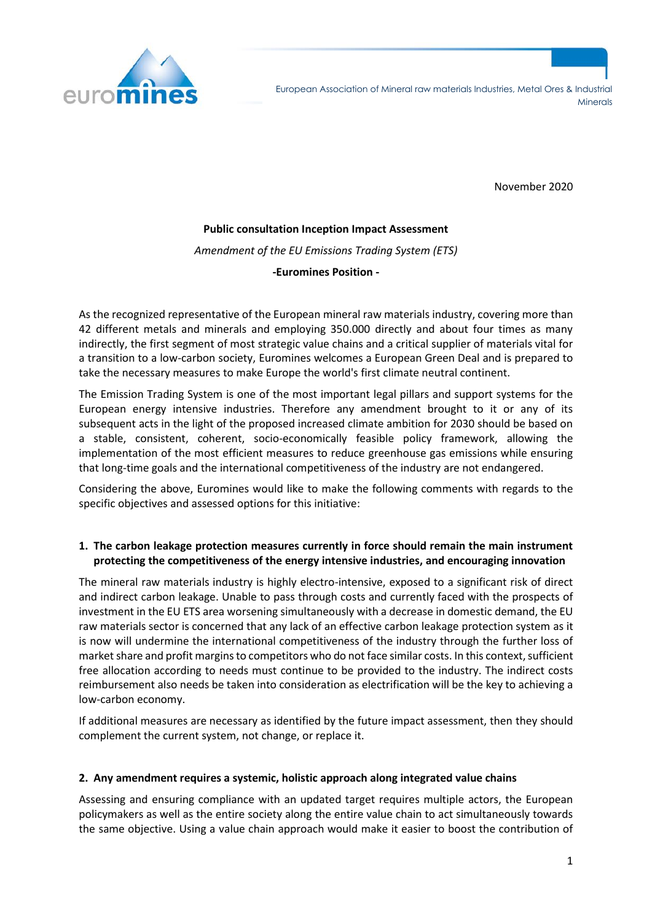euromines

European Association of Mineral raw materials Industries, Metal Ores & Industrial Minerals

November 2020

**Public consultation Inception Impact Assessment**

*Amendment of the EU Emissions Trading System (ETS)*

**-Euromines Position -**

As the recognized representative of the European mineral raw materials industry, covering more than 42 different metals and minerals and employing 350.000 directly and about four times as many indirectly, the first segment of most strategic value chains and a critical supplier of materials vital for a transition to a low-carbon society, Euromines welcomes a European Green Deal and is prepared to take the necessary measures to make Europe the world's first climate neutral continent.

The Emission Trading System is one of the most important legal pillars and support systems for the European energy intensive industries. Therefore any amendment brought to it or any of its subsequent acts in the light of the proposed increased climate ambition for 2030 should be based on a stable, consistent, coherent, socio-economically feasible policy framework, allowing the implementation of the most efficient measures to reduce greenhouse gas emissions while ensuring that long-time goals and the international competitiveness of the industry are not endangered.

Considering the above, Euromines would like to make the following comments with regards to the specific objectives and assessed options for this initiative:

## 1. The carbon leakage protection measures currently in force should remain the main instrument protecting the competitiveness of the energy intensive industries, and encouraging innovation

The mineral raw materials industry is highly electro-intensive, exposed to a significant risk of direct and indirect carbon leakage. Unable to pass through costs and currently faced with the prospects of investment in the EU ETS area worsening simultaneously with a decrease in domestic demand, the EU raw materials sector is concerned that any lack of an effective carbon leakage protection system as it is now will undermine the international competitiveness of the industry through the further loss of market share and profit margins to competitors who do not face similar costs. In this context, sufficient free allocation according to needs must continue to be provided to the industry. The indirect costs reimbursement also needs be taken into consideration as electrification will be the key to achieving a low-carbon economy.

If additional measures are necessary as identified by the future impact assessment, then they should complement the current system, not change, or replace it.

## 2. Any amendment requires a systemic, holistic approach along integrated value chains

Assessing and ensuring compliance with an updated target requires multiple actors, the European policymakers as well as the entire society along the entire value chain to act simultaneously towards the same objective. Using a value chain approach would make it easier to boost the contribution of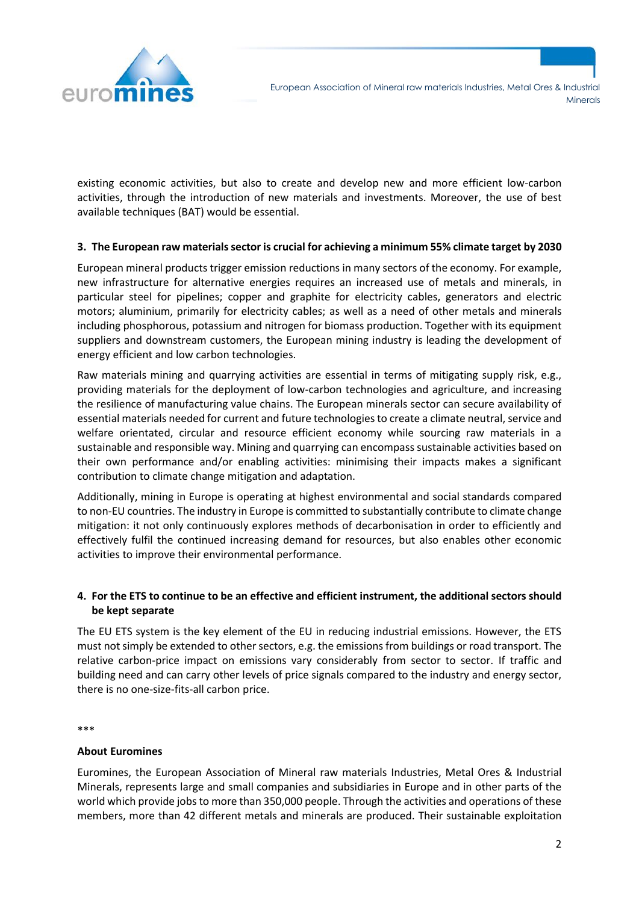existing economic activities, but also to create and develop new and more efficient low-carbon activities, through the introduction of new materials and investments. Moreover, the use of best available techniques (BAT) would be essential.

## 3. The European raw materials sector is crucial for achieving a minimum 55% climate target by 2030

European mineral products trigger emission reductions in many sectors of the economy. For example, new infrastructure for alternative energies requires an increased use of metals and minerals, in particular steel for pipelines; copper and graphite for electricity cables, generators and electric motors; aluminium, primarily for electricity cables; as well as a need of other metals and minerals including phosphorous, potassium and nitrogen for biomass production. Together with its equipment suppliers and downstream customers, the European mining industry is leading the development of energy efficient and low carbon technologies.

Raw materials mining and quarrying activities are essential in terms of mitigating supply risk, e.g., providing materials for the deployment of low-carbon technologies and agriculture, and increasing the resilience of manufacturing value chains. The European minerals sector can secure availability of essential materials needed for current and future technologies to create a climate neutral, service and welfare orientated, circular and resource efficient economy while sourcing raw materials in a sustainable and responsible way. Mining and quarrying can encompass sustainable activities based on their own performance and/or enabling activities: minimising their impacts makes a significant contribution to climate change mitigation and adaptation.

Additionally, mining in Europe is operating at highest environmental and social standards compared to non-EU countries. The industry in Europe is committed to substantially contribute to climate change mitigation: it not only continuously explores methods of decarbonisation in order to efficiently and effectively fulfil the continued increasing demand for resources, but also enables other economic activities to improve their environmental performance.

## 4. For the ETS to continue to be an effective and efficient instrument, the additional sectors should be kept separate

The EU ETS system is the key element of the EU in reducing industrial emissions. However, the ETS must not simply be extended to other sectors, e.g. the emissions from buildings or road transport. The relative carbon-price impact on emissions vary considerably from sector to sector. If traffic and building need and can carry other levels of price signals compared to the industry and energy sector, there is no one-size-fits-all carbon price.

***

**About Euromines**

Euromines, the European Association of Mineral raw materials Industries, Metal Ores & Industrial Minerals, represents large and small companies and subsidiaries in Europe and in other parts of the world which provide jobs to more than 350,000 people. Through the activities and operations of these members, more than 42 different metals and minerals are produced. Their sustainable exploitation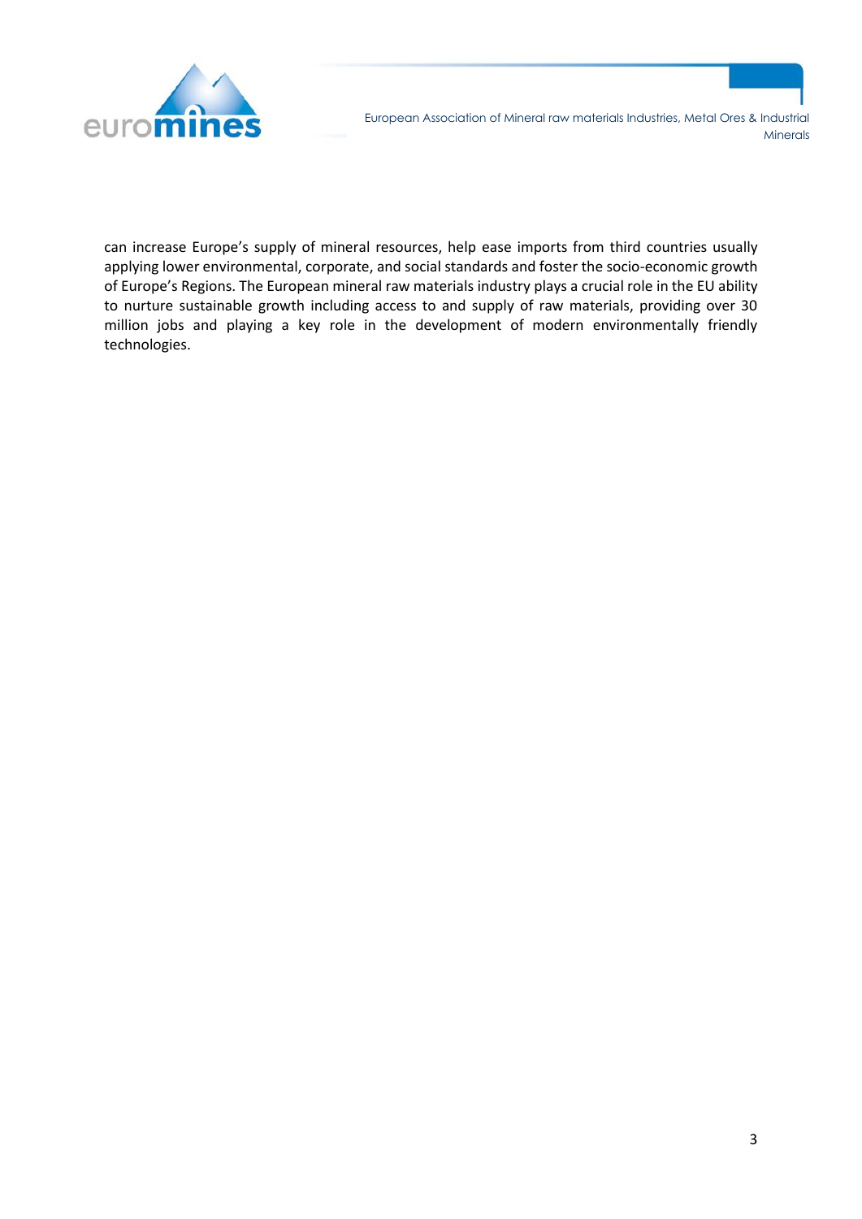can increase Europe's supply of mineral resources, help ease imports from third countries usually applying lower environmental, corporate, and social standards and foster the socio-economic growth of Europe's Regions. The European mineral raw materials industry plays a crucial role in the EU ability to nurture sustainable growth including access to and supply of raw materials, providing over 30 million jobs and playing a key role in the development of modern environmentally friendly technologies.